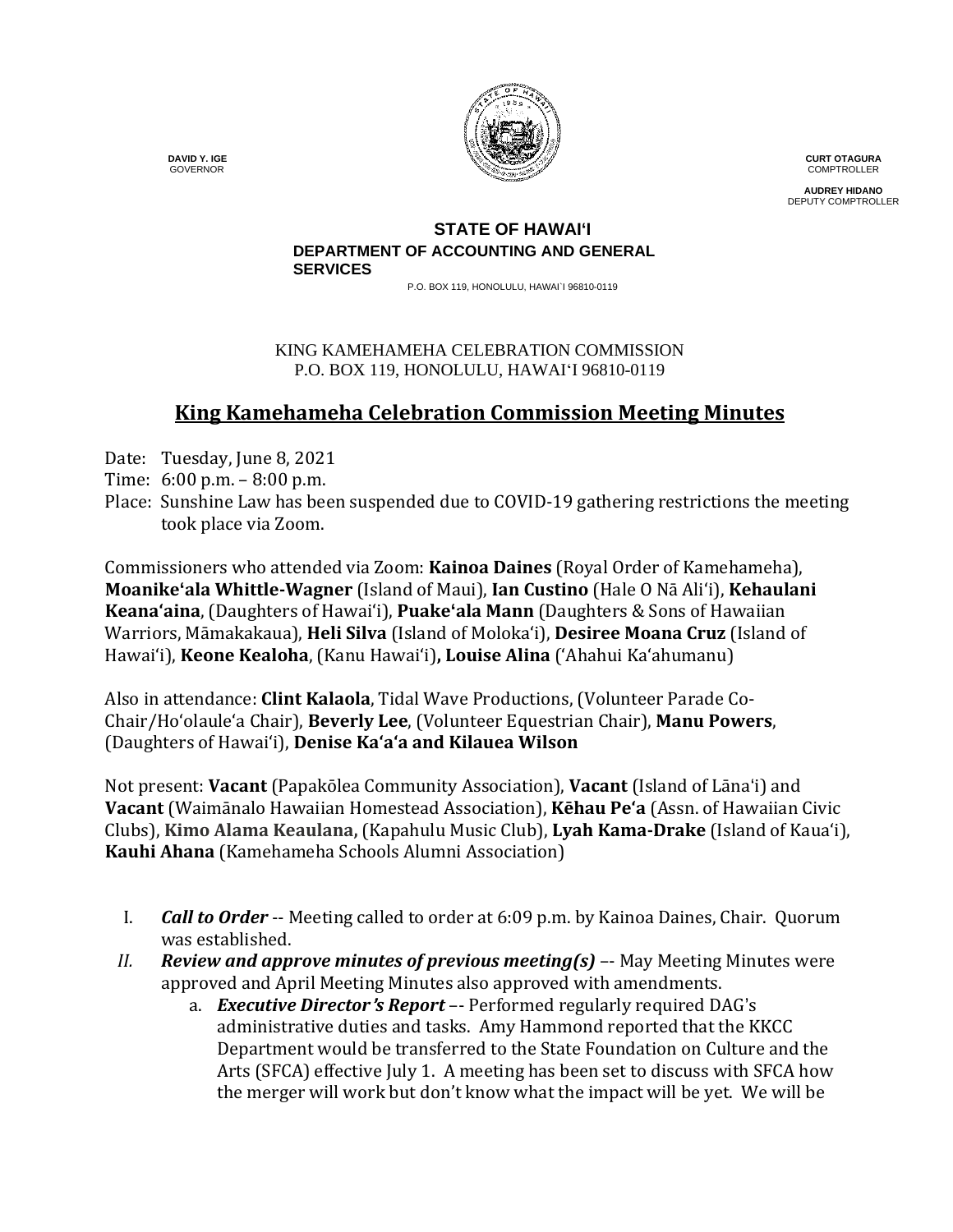**DAVID Y. IGE**
GOVERNOR

**CURT OTAGURA**
COMPTROLLER

**AUDREY HIDANO**
DEPUTY COMPTROLLER

**STATE OF HAWAIʻI**
**DEPARTMENT OF ACCOUNTING AND GENERAL SERVICES**
P.O. BOX 119, HONOLULU, HAWAI`I 96810-0119

KING KAMEHAMEHA CELEBRATION COMMISSION
P.O. BOX 119, HONOLULU, HAWAIʻI 96810-0119

# King Kamehameha Celebration Commission Meeting Minutes

Date: Tuesday, June 8, 2021
Time: 6:00 p.m. – 8:00 p.m.
Place: Sunshine Law has been suspended due to COVID-19 gathering restrictions the meeting took place via Zoom.

Commissioners who attended via Zoom: **Kainoa Daines** (Royal Order of Kamehameha), **Moanikeʻala Whittle-Wagner** (Island of Maui), **Ian Custino** (Hale O Nā Aliʻi), **Kehaulani Keanaʻaina**, (Daughters of Hawaiʻi), **Puakeʻala Mann** (Daughters & Sons of Hawaiian Warriors, Māmakakaua), **Heli Silva** (Island of Molokaʻi), **Desiree Moana Cruz** (Island of Hawaiʻi), **Keone Kealoha**, (Kanu Hawaiʻi)**, Louise Alina** (ʻAhahui Kaʻahumanu)

Also in attendance: **Clint Kalaola**, Tidal Wave Productions, (Volunteer Parade Co-Chair/Hoʻolauleʻa Chair), **Beverly Lee**, (Volunteer Equestrian Chair), **Manu Powers**, (Daughters of Hawaiʻi), **Denise Kaʻaʻa and Kilauea Wilson**

Not present: **Vacant** (Papakōlea Community Association), **Vacant** (Island of Lānaʻi) and **Vacant** (Waimānalo Hawaiian Homestead Association), **Kēhau Peʻa** (Assn. of Hawaiian Civic Clubs), **Kimo Alama Keaulana,** (Kapahulu Music Club), **Lyah Kama-Drake** (Island of Kauaʻi), **Kauhi Ahana** (Kamehameha Schools Alumni Association)

I. ***Call to Order*** -- Meeting called to order at 6:09 p.m. by Kainoa Daines, Chair. Quorum was established.

II. ***Review and approve minutes of previous meeting(s)*** –- May Meeting Minutes were approved and April Meeting Minutes also approved with amendments.

   a. ***Executive Director's Report*** –- Performed regularly required DAG's administrative duties and tasks. Amy Hammond reported that the KKCC Department would be transferred to the State Foundation on Culture and the Arts (SFCA) effective July 1. A meeting has been set to discuss with SFCA how the merger will work but don't know what the impact will be yet. We will be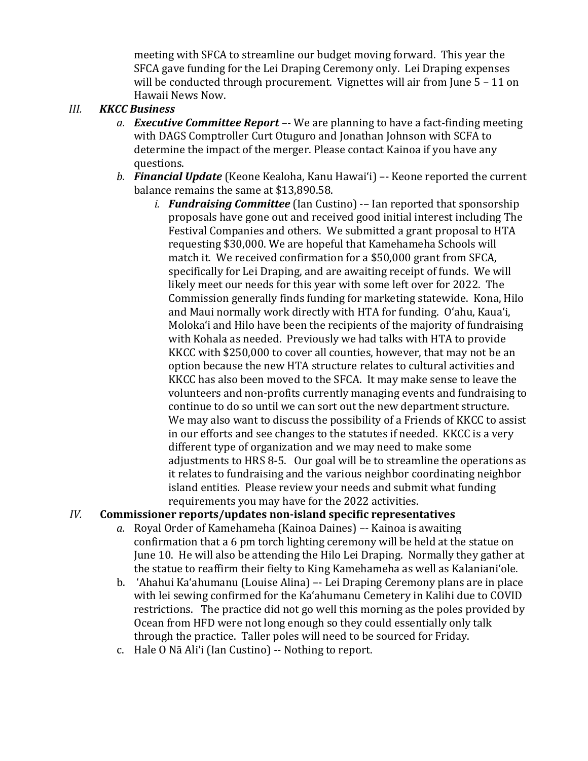meeting with SFCA to streamline our budget moving forward. This year the SFCA gave funding for the Lei Draping Ceremony only. Lei Draping expenses will be conducted through procurement. Vignettes will air from June 5 – 11 on Hawaii News Now.

## *III. KKCC Business*

*a.* ***Executive Committee Report*** –- We are planning to have a fact-finding meeting with DAGS Comptroller Curt Otuguro and Jonathan Johnson with SCFA to determine the impact of the merger. Please contact Kainoa if you have any questions.

*b.* ***Financial Update*** (Keone Kealoha, Kanu Hawaiʻi) –- Keone reported the current balance remains the same at $13,890.58.

*i.* ***Fundraising Committee*** (Ian Custino) -– Ian reported that sponsorship proposals have gone out and received good initial interest including The Festival Companies and others. We submitted a grant proposal to HTA requesting $30,000. We are hopeful that Kamehameha Schools will match it. We received confirmation for a $50,000 grant from SFCA, specifically for Lei Draping, and are awaiting receipt of funds. We will likely meet our needs for this year with some left over for 2022. The Commission generally finds funding for marketing statewide. Kona, Hilo and Maui normally work directly with HTA for funding. Oʻahu, Kauaʻi, Molokaʻi and Hilo have been the recipients of the majority of fundraising with Kohala as needed. Previously we had talks with HTA to provide KKCC with $250,000 to cover all counties, however, that may not be an option because the new HTA structure relates to cultural activities and KKCC has also been moved to the SFCA. It may make sense to leave the volunteers and non-profits currently managing events and fundraising to continue to do so until we can sort out the new department structure. We may also want to discuss the possibility of a Friends of KKCC to assist in our efforts and see changes to the statutes if needed. KKCC is a very different type of organization and we may need to make some adjustments to HRS 8-5. Our goal will be to streamline the operations as it relates to fundraising and the various neighbor coordinating neighbor island entities. Please review your needs and submit what funding requirements you may have for the 2022 activities.

## *IV.* **Commissioner reports/updates non-island specific representatives**

*a.* Royal Order of Kamehameha (Kainoa Daines) –- Kainoa is awaiting confirmation that a 6 pm torch lighting ceremony will be held at the statue on June 10. He will also be attending the Hilo Lei Draping. Normally they gather at the statue to reaffirm their fielty to King Kamehameha as well as Kalanianiʻole.

b. ʻAhahui Kaʻahumanu (Louise Alina) –- Lei Draping Ceremony plans are in place with lei sewing confirmed for the Kaʻahumanu Cemetery in Kalihi due to COVID restrictions. The practice did not go well this morning as the poles provided by Ocean from HFD were not long enough so they could essentially only talk through the practice. Taller poles will need to be sourced for Friday.

c. Hale O Nā Aliʻi (Ian Custino) -- Nothing to report.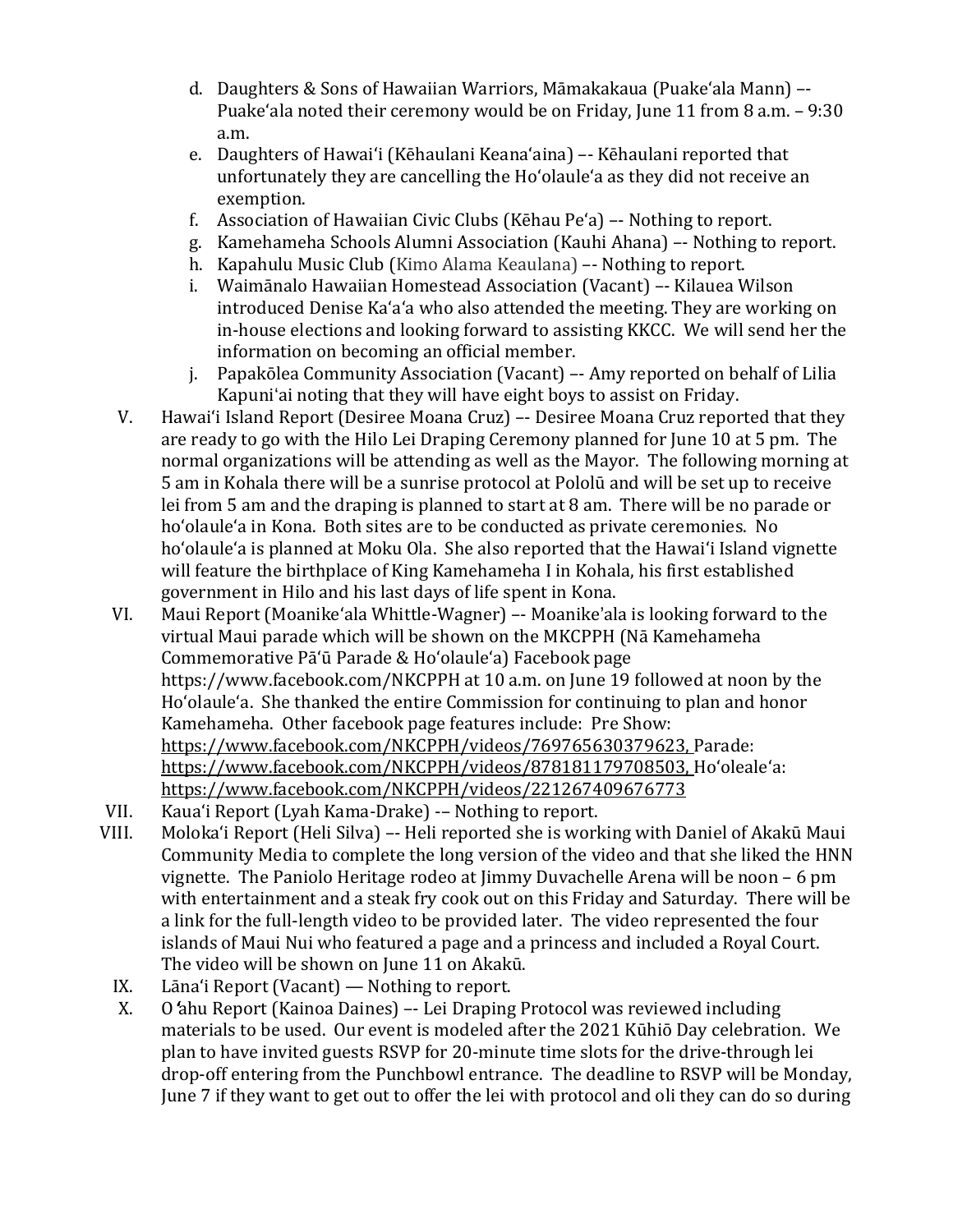d. Daughters & Sons of Hawaiian Warriors, Māmakakaua (Puakeʻala Mann) –- Puakeʻala noted their ceremony would be on Friday, June 11 from 8 a.m. – 9:30 a.m.
e. Daughters of Hawaiʻi (Kēhaulani Keanaʻaina) –- Kēhaulani reported that unfortunately they are cancelling the Hoʻolauleʻa as they did not receive an exemption.
f. Association of Hawaiian Civic Clubs (Kēhau Peʻa) –- Nothing to report.
g. Kamehameha Schools Alumni Association (Kauhi Ahana) –- Nothing to report.
h. Kapahulu Music Club (Kimo Alama Keaulana) –- Nothing to report.
i. Waimānalo Hawaiian Homestead Association (Vacant) –- Kilauea Wilson introduced Denise Kaʻaʻa who also attended the meeting. They are working on in-house elections and looking forward to assisting KKCC. We will send her the information on becoming an official member.
j. Papakōlea Community Association (Vacant) –- Amy reported on behalf of Lilia Kapuniʻai noting that they will have eight boys to assist on Friday.

V. Hawaiʻi Island Report (Desiree Moana Cruz) –- Desiree Moana Cruz reported that they are ready to go with the Hilo Lei Draping Ceremony planned for June 10 at 5 pm. The normal organizations will be attending as well as the Mayor. The following morning at 5 am in Kohala there will be a sunrise protocol at Pololū and will be set up to receive lei from 5 am and the draping is planned to start at 8 am. There will be no parade or hoʻolauleʻa in Kona. Both sites are to be conducted as private ceremonies. No hoʻolauleʻa is planned at Moku Ola. She also reported that the Hawaiʻi Island vignette will feature the birthplace of King Kamehameha I in Kohala, his first established government in Hilo and his last days of life spent in Kona.

VI. Maui Report (Moanikeʻala Whittle-Wagner) –- Moanike'ala is looking forward to the virtual Maui parade which will be shown on the MKCPPH (Nā Kamehameha Commemorative Pāʻū Parade & Hoʻolauleʻa) Facebook page https://www.facebook.com/NKCPPH at 10 a.m. on June 19 followed at noon by the Hoʻolauleʻa. She thanked the entire Commission for continuing to plan and honor Kamehameha. Other facebook page features include: Pre Show: https://www.facebook.com/NKCPPH/videos/769765630379623, Parade: https://www.facebook.com/NKCPPH/videos/878181179708503, Hoʻolealeʻa: https://www.facebook.com/NKCPPH/videos/221267409676773

VII. Kauaʻi Report (Lyah Kama-Drake) -– Nothing to report.

VIII. Molokaʻi Report (Heli Silva) –- Heli reported she is working with Daniel of Akakū Maui Community Media to complete the long version of the video and that she liked the HNN vignette. The Paniolo Heritage rodeo at Jimmy Duvachelle Arena will be noon – 6 pm with entertainment and a steak fry cook out on this Friday and Saturday. There will be a link for the full-length video to be provided later. The video represented the four islands of Maui Nui who featured a page and a princess and included a Royal Court. The video will be shown on June 11 on Akakū.

IX. Lānaʻi Report (Vacant) — Nothing to report.

X. Oʻahu Report (Kainoa Daines) –- Lei Draping Protocol was reviewed including materials to be used. Our event is modeled after the 2021 Kūhiō Day celebration. We plan to have invited guests RSVP for 20-minute time slots for the drive-through lei drop-off entering from the Punchbowl entrance. The deadline to RSVP will be Monday, June 7 if they want to get out to offer the lei with protocol and oli they can do so during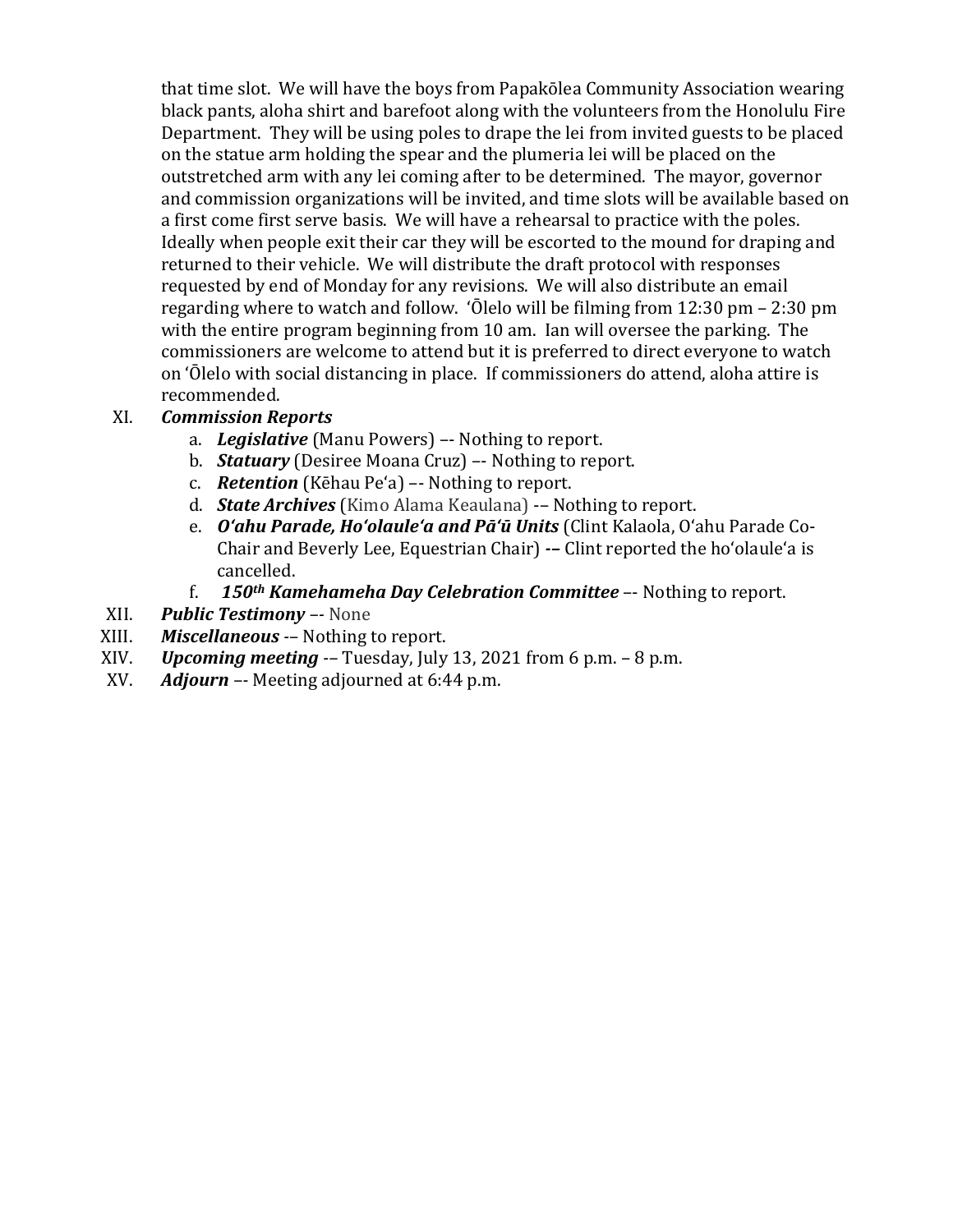that time slot. We will have the boys from Papakōlea Community Association wearing black pants, aloha shirt and barefoot along with the volunteers from the Honolulu Fire Department. They will be using poles to drape the lei from invited guests to be placed on the statue arm holding the spear and the plumeria lei will be placed on the outstretched arm with any lei coming after to be determined. The mayor, governor and commission organizations will be invited, and time slots will be available based on a first come first serve basis. We will have a rehearsal to practice with the poles. Ideally when people exit their car they will be escorted to the mound for draping and returned to their vehicle. We will distribute the draft protocol with responses requested by end of Monday for any revisions. We will also distribute an email regarding where to watch and follow. ʻŌlelo will be filming from 12:30 pm – 2:30 pm with the entire program beginning from 10 am. Ian will oversee the parking. The commissioners are welcome to attend but it is preferred to direct everyone to watch on ʻŌlelo with social distancing in place. If commissioners do attend, aloha attire is recommended.

XI. ***Commission Reports***
   a. ***Legislative*** (Manu Powers) –- Nothing to report.
   b. ***Statuary*** (Desiree Moana Cruz) –- Nothing to report.
   c. ***Retention*** (Kēhau Peʻa) –- Nothing to report.
   d. ***State Archives*** (Kimo Alama Keaulana) -– Nothing to report.
   e. ***Oʻahu Parade, Hoʻolauleʻa and Pāʻū Units*** (Clint Kalaola, Oʻahu Parade Co-Chair and Beverly Lee, Equestrian Chair) **-–** Clint reported the hoʻolauleʻa is cancelled.
   f. ***150th Kamehameha Day Celebration Committee*** –- Nothing to report.

XII. ***Public Testimony*** –- None

XIII. ***Miscellaneous*** -– Nothing to report.

XIV. ***Upcoming meeting*** -– Tuesday, July 13, 2021 from 6 p.m. – 8 p.m.

XV. ***Adjourn*** –- Meeting adjourned at 6:44 p.m.